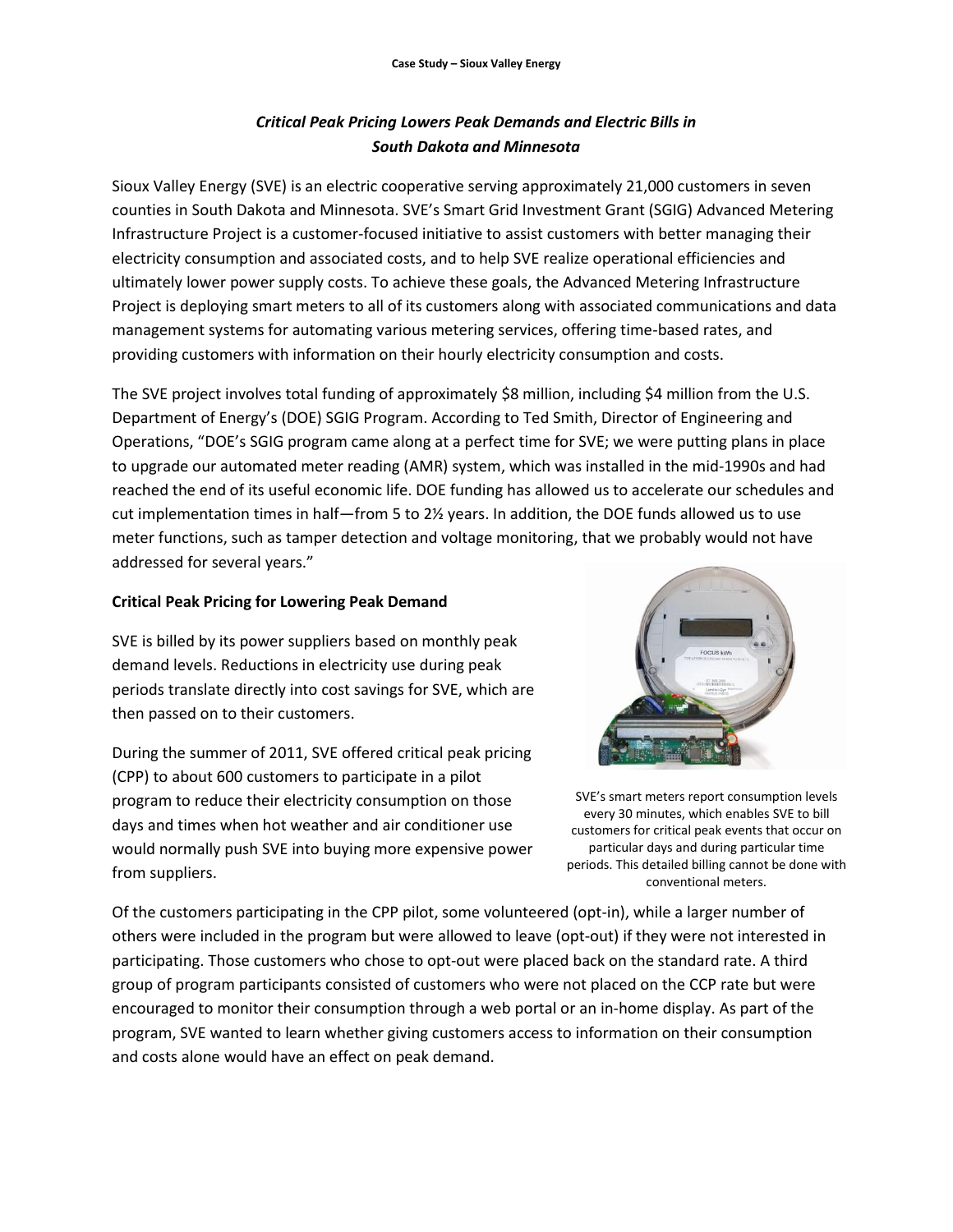# *Critical Peak Pricing Lowers Peak Demands and Electric Bills in South Dakota and Minnesota*

Sioux Valley Energy (SVE) is an electric cooperative serving approximately 21,000 customers in seven counties in South Dakota and Minnesota. SVE's Smart Grid Investment Grant (SGIG) Advanced Metering Infrastructure Project is a customer-focused initiative to assist customers with better managing their electricity consumption and associated costs, and to help SVE realize operational efficiencies and ultimately lower power supply costs. To achieve these goals, the Advanced Metering Infrastructure Project is deploying smart meters to all of its customers along with associated communications and data management systems for automating various metering services, offering time-based rates, and providing customers with information on their hourly electricity consumption and costs.

The SVE project involves total funding of approximately $8 million, including $4 million from the U.S. Department of Energy's (DOE) SGIG Program. According to Ted Smith, Director of Engineering and Operations, "DOE's SGIG program came along at a perfect time for SVE; we were putting plans in place to upgrade our automated meter reading (AMR) system, which was installed in the mid-1990s and had reached the end of its useful economic life. DOE funding has allowed us to accelerate our schedules and cut implementation times in half—from 5 to 2½ years. In addition, the DOE funds allowed us to use meter functions, such as tamper detection and voltage monitoring, that we probably would not have addressed for several years."

## Critical Peak Pricing for Lowering Peak Demand

SVE is billed by its power suppliers based on monthly peak demand levels. Reductions in electricity use during peak periods translate directly into cost savings for SVE, which are then passed on to their customers.

During the summer of 2011, SVE offered critical peak pricing (CPP) to about 600 customers to participate in a pilot program to reduce their electricity consumption on those days and times when hot weather and air conditioner use would normally push SVE into buying more expensive power from suppliers.

SVE's smart meters report consumption levels every 30 minutes, which enables SVE to bill customers for critical peak events that occur on particular days and during particular time periods. This detailed billing cannot be done with conventional meters.

Of the customers participating in the CPP pilot, some volunteered (opt-in), while a larger number of others were included in the program but were allowed to leave (opt-out) if they were not interested in participating. Those customers who chose to opt-out were placed back on the standard rate. A third group of program participants consisted of customers who were not placed on the CCP rate but were encouraged to monitor their consumption through a web portal or an in-home display. As part of the program, SVE wanted to learn whether giving customers access to information on their consumption and costs alone would have an effect on peak demand.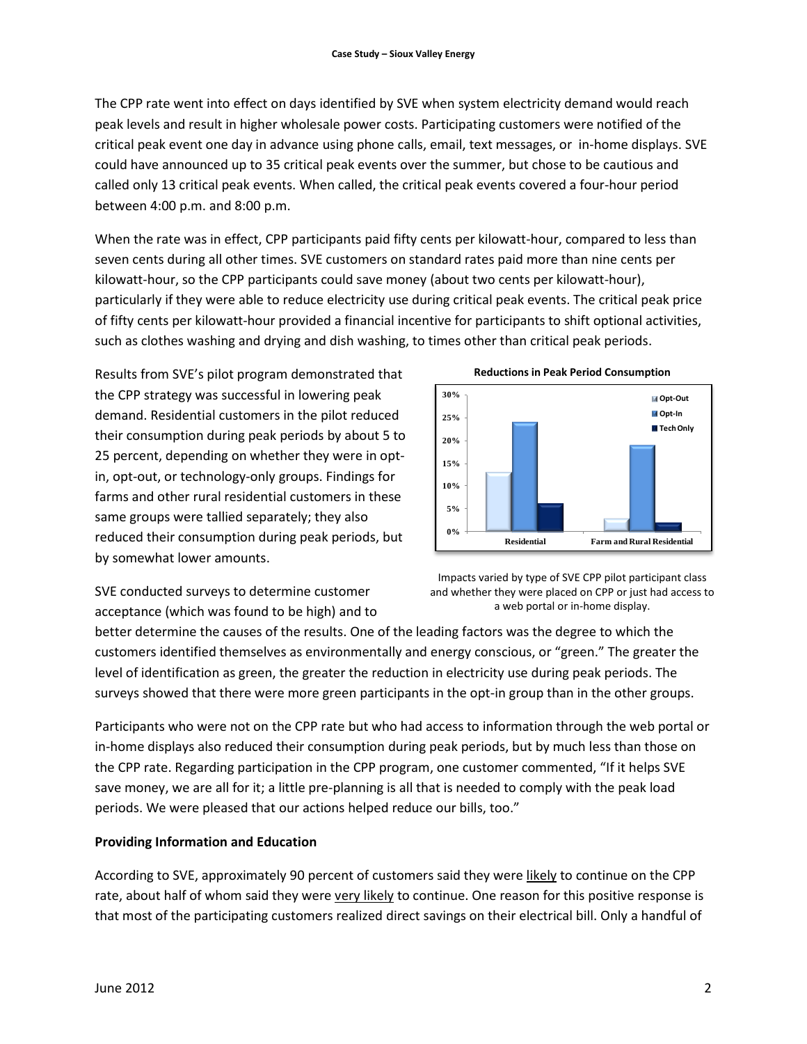The CPP rate went into effect on days identified by SVE when system electricity demand would reach peak levels and result in higher wholesale power costs. Participating customers were notified of the critical peak event one day in advance using phone calls, email, text messages, or in-home displays. SVE could have announced up to 35 critical peak events over the summer, but chose to be cautious and called only 13 critical peak events. When called, the critical peak events covered a four-hour period between 4:00 p.m. and 8:00 p.m.

When the rate was in effect, CPP participants paid fifty cents per kilowatt-hour, compared to less than seven cents during all other times. SVE customers on standard rates paid more than nine cents per kilowatt-hour, so the CPP participants could save money (about two cents per kilowatt-hour), particularly if they were able to reduce electricity use during critical peak events. The critical peak price of fifty cents per kilowatt-hour provided a financial incentive for participants to shift optional activities, such as clothes washing and drying and dish washing, to times other than critical peak periods.

Results from SVE's pilot program demonstrated that the CPP strategy was successful in lowering peak demand. Residential customers in the pilot reduced their consumption during peak periods by about 5 to 25 percent, depending on whether they were in opt-in, opt-out, or technology-only groups. Findings for farms and other rural residential customers in these same groups were tallied separately; they also reduced their consumption during peak periods, but by somewhat lower amounts.

**Reductions in Peak Period Consumption**

Impacts varied by type of SVE CPP pilot participant class and whether they were placed on CPP or just had access to a web portal or in-home display.

SVE conducted surveys to determine customer acceptance (which was found to be high) and to better determine the causes of the results. One of the leading factors was the degree to which the customers identified themselves as environmentally and energy conscious, or "green." The greater the level of identification as green, the greater the reduction in electricity use during peak periods. The surveys showed that there were more green participants in the opt-in group than in the other groups.

Participants who were not on the CPP rate but who had access to information through the web portal or in-home displays also reduced their consumption during peak periods, but by much less than those on the CPP rate. Regarding participation in the CPP program, one customer commented, "If it helps SVE save money, we are all for it; a little pre-planning is all that is needed to comply with the peak load periods. We were pleased that our actions helped reduce our bills, too."

## Providing Information and Education

According to SVE, approximately 90 percent of customers said they were <u>likely</u> to continue on the CPP rate, about half of whom said they were <u>very likely</u> to continue. One reason for this positive response is that most of the participating customers realized direct savings on their electrical bill. Only a handful of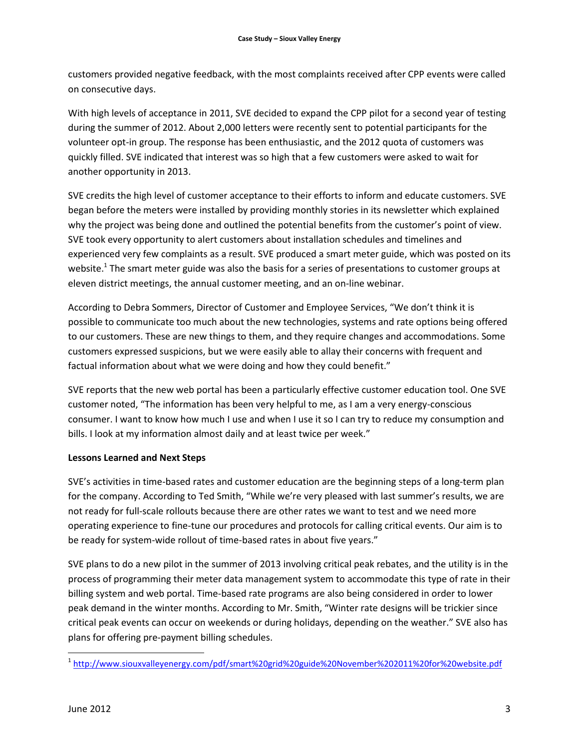customers provided negative feedback, with the most complaints received after CPP events were called on consecutive days.

With high levels of acceptance in 2011, SVE decided to expand the CPP pilot for a second year of testing during the summer of 2012. About 2,000 letters were recently sent to potential participants for the volunteer opt-in group. The response has been enthusiastic, and the 2012 quota of customers was quickly filled. SVE indicated that interest was so high that a few customers were asked to wait for another opportunity in 2013.

SVE credits the high level of customer acceptance to their efforts to inform and educate customers. SVE began before the meters were installed by providing monthly stories in its newsletter which explained why the project was being done and outlined the potential benefits from the customer's point of view. SVE took every opportunity to alert customers about installation schedules and timelines and experienced very few complaints as a result. SVE produced a smart meter guide, which was posted on its website.[1] The smart meter guide was also the basis for a series of presentations to customer groups at eleven district meetings, the annual customer meeting, and an on-line webinar.

According to Debra Sommers, Director of Customer and Employee Services, "We don't think it is possible to communicate too much about the new technologies, systems and rate options being offered to our customers. These are new things to them, and they require changes and accommodations. Some customers expressed suspicions, but we were easily able to allay their concerns with frequent and factual information about what we were doing and how they could benefit."

SVE reports that the new web portal has been a particularly effective customer education tool. One SVE customer noted, "The information has been very helpful to me, as I am a very energy-conscious consumer. I want to know how much I use and when I use it so I can try to reduce my consumption and bills. I look at my information almost daily and at least twice per week."

**Lessons Learned and Next Steps**

SVE's activities in time-based rates and customer education are the beginning steps of a long-term plan for the company. According to Ted Smith, "While we're very pleased with last summer's results, we are not ready for full-scale rollouts because there are other rates we want to test and we need more operating experience to fine-tune our procedures and protocols for calling critical events. Our aim is to be ready for system-wide rollout of time-based rates in about five years."

SVE plans to do a new pilot in the summer of 2013 involving critical peak rebates, and the utility is in the process of programming their meter data management system to accommodate this type of rate in their billing system and web portal. Time-based rate programs are also being considered in order to lower peak demand in the winter months. According to Mr. Smith, "Winter rate designs will be trickier since critical peak events can occur on weekends or during holidays, depending on the weather." SVE also has plans for offering pre-payment billing schedules.

---

[1] http://www.siouxvalleyenergy.com/pdf/smart%20grid%20guide%20November%202011%20for%20website.pdf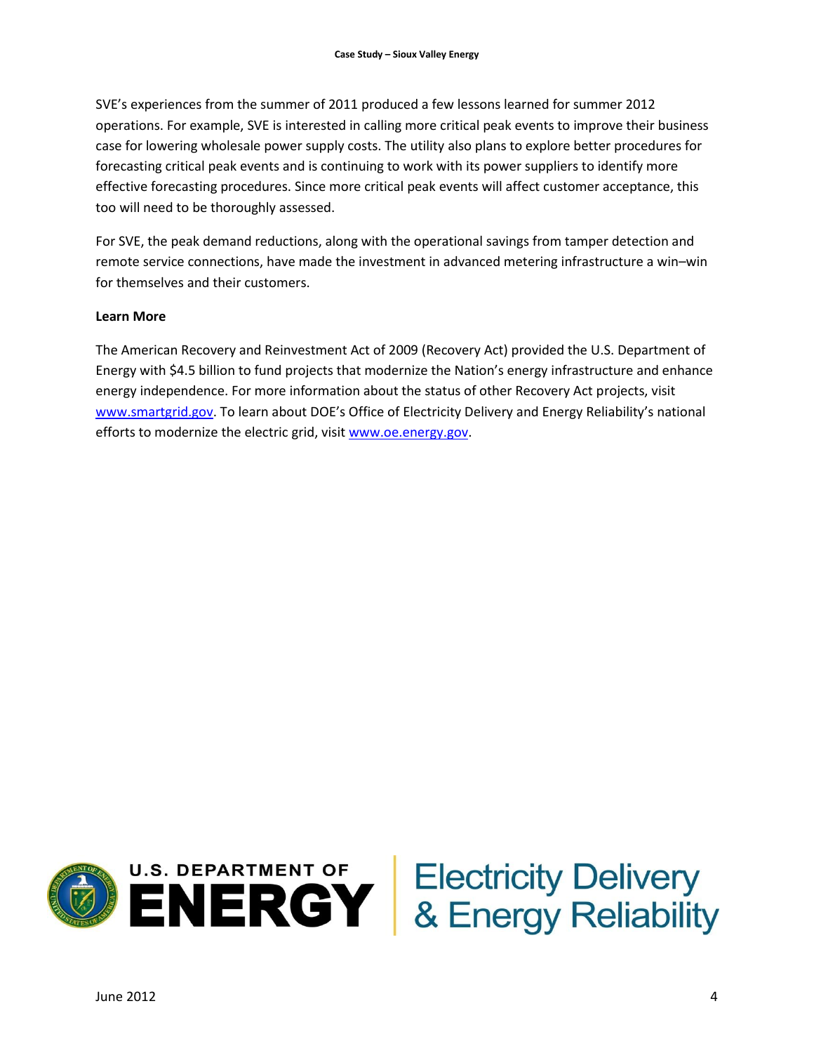SVE's experiences from the summer of 2011 produced a few lessons learned for summer 2012 operations. For example, SVE is interested in calling more critical peak events to improve their business case for lowering wholesale power supply costs. The utility also plans to explore better procedures for forecasting critical peak events and is continuing to work with its power suppliers to identify more effective forecasting procedures. Since more critical peak events will affect customer acceptance, this too will need to be thoroughly assessed.

For SVE, the peak demand reductions, along with the operational savings from tamper detection and remote service connections, have made the investment in advanced metering infrastructure a win–win for themselves and their customers.

**Learn More**

The American Recovery and Reinvestment Act of 2009 (Recovery Act) provided the U.S. Department of Energy with $4.5 billion to fund projects that modernize the Nation's energy infrastructure and enhance energy independence. For more information about the status of other Recovery Act projects, visit [www.smartgrid.gov](http://www.smartgrid.gov). To learn about DOE's Office of Electricity Delivery and Energy Reliability's national efforts to modernize the electric grid, visit [www.oe.energy.gov](http://www.oe.energy.gov).

U.S. DEPARTMENT OF ENERGY | Electricity Delivery & Energy Reliability

June 2012